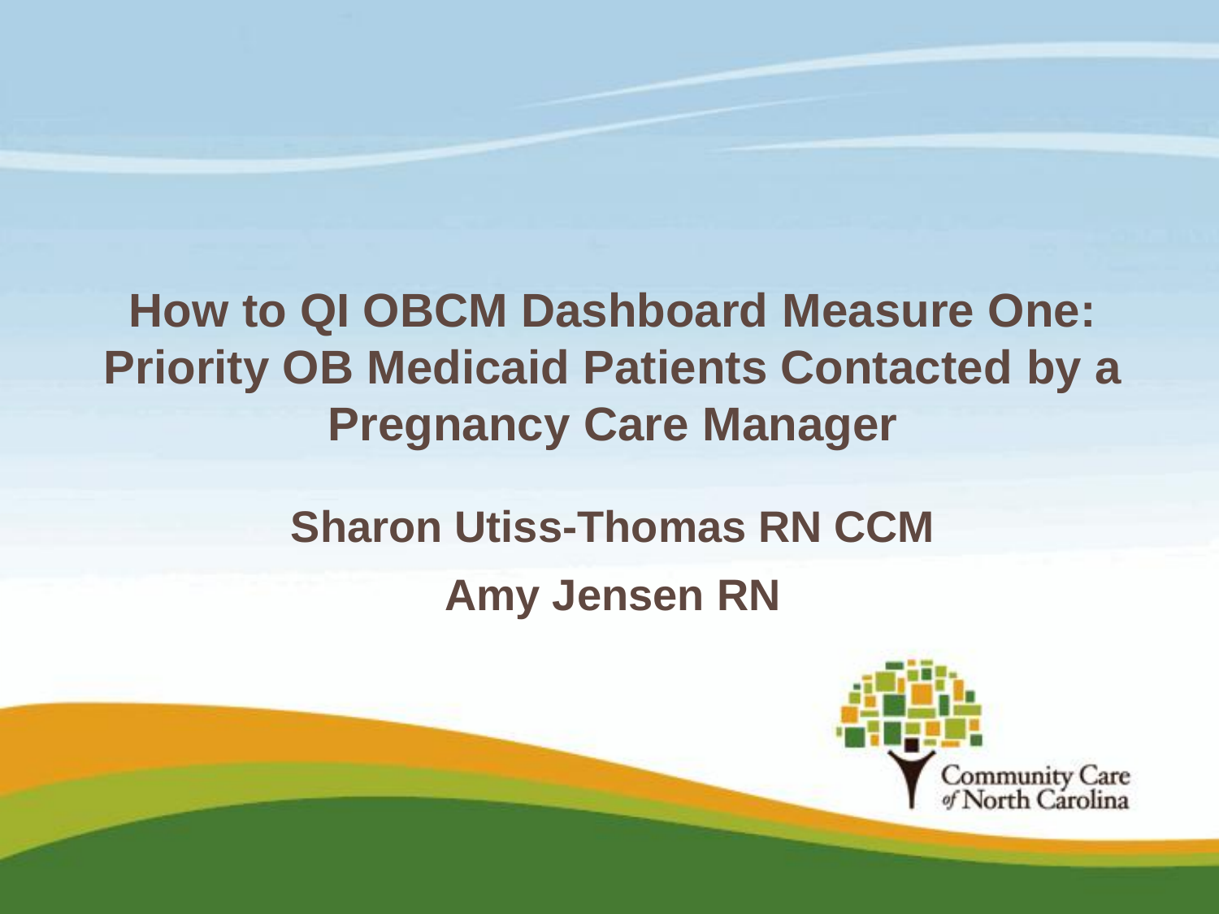# How to QI OBCM Dashboard Measure One: Priority OB Medicaid Patients Contacted by a Pregnancy Care Manager

**Sharon Utiss-Thomas RN CCM**

**Amy Jensen RN**

Community Care of North Carolina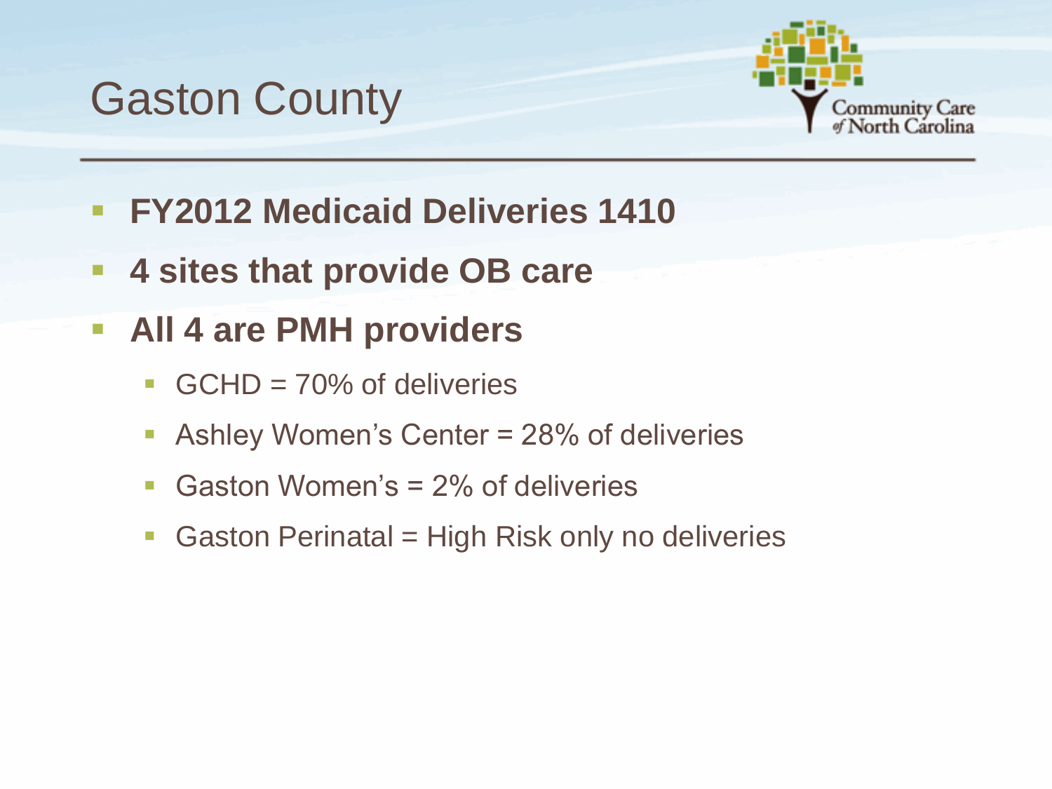# Gaston County

- **FY2012 Medicaid Deliveries 1410**
- **4 sites that provide OB care**
- **All 4 are PMH providers**
  - GCHD = 70% of deliveries
  - Ashley Women's Center = 28% of deliveries
  - Gaston Women's = 2% of deliveries
  - Gaston Perinatal = High Risk only no deliveries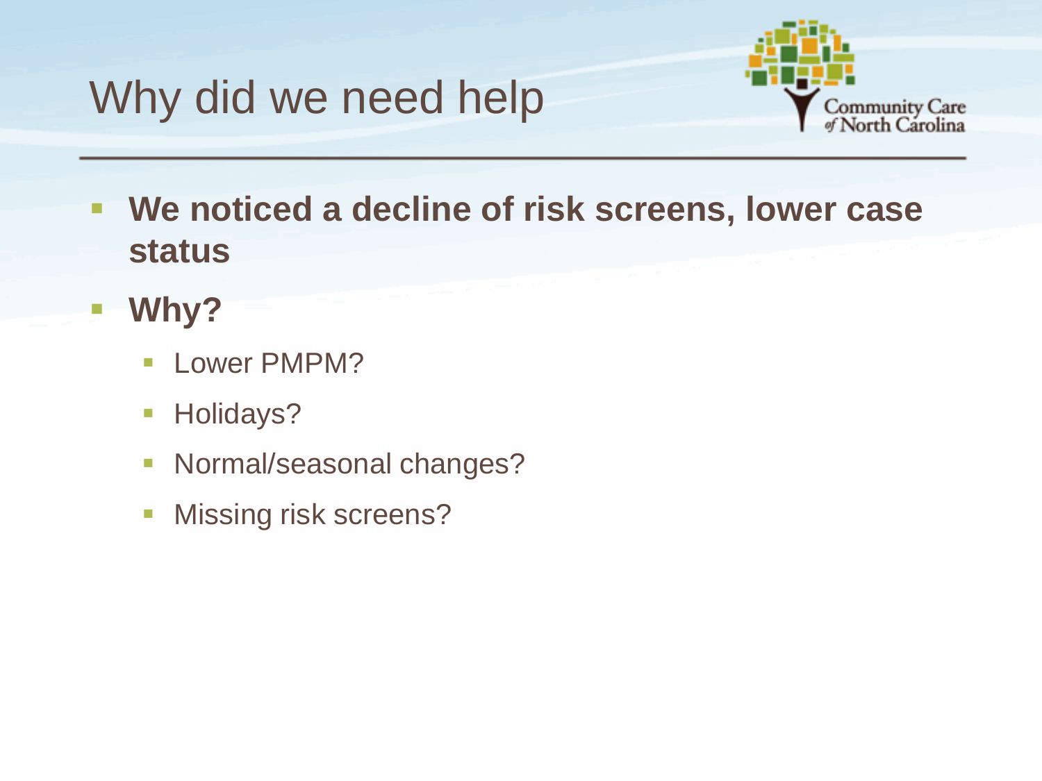# Why did we need help

Community Care of North Carolina

- **We noticed a decline of risk screens, lower case status**
- **Why?**
  - Lower PMPM?
  - Holidays?
  - Normal/seasonal changes?
  - Missing risk screens?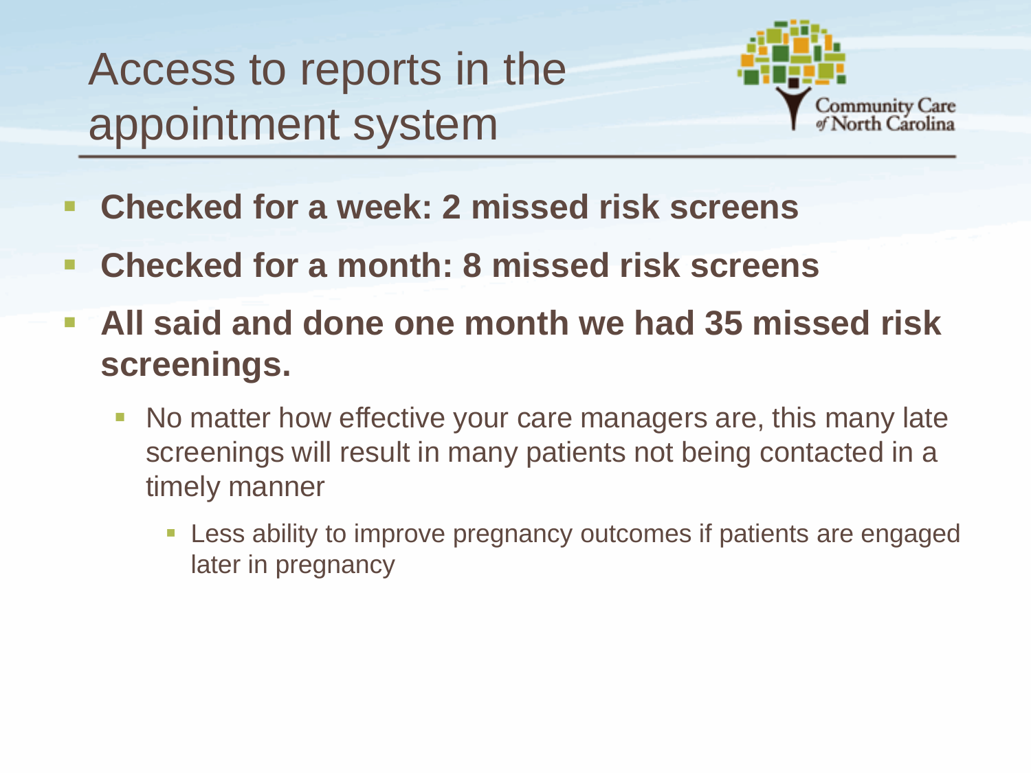# Access to reports in the appointment system

Community Care of North Carolina

- **Checked for a week: 2 missed risk screens**
- **Checked for a month: 8 missed risk screens**
- **All said and done one month we had 35 missed risk screenings.**
  - No matter how effective your care managers are, this many late screenings will result in many patients not being contacted in a timely manner
    - Less ability to improve pregnancy outcomes if patients are engaged later in pregnancy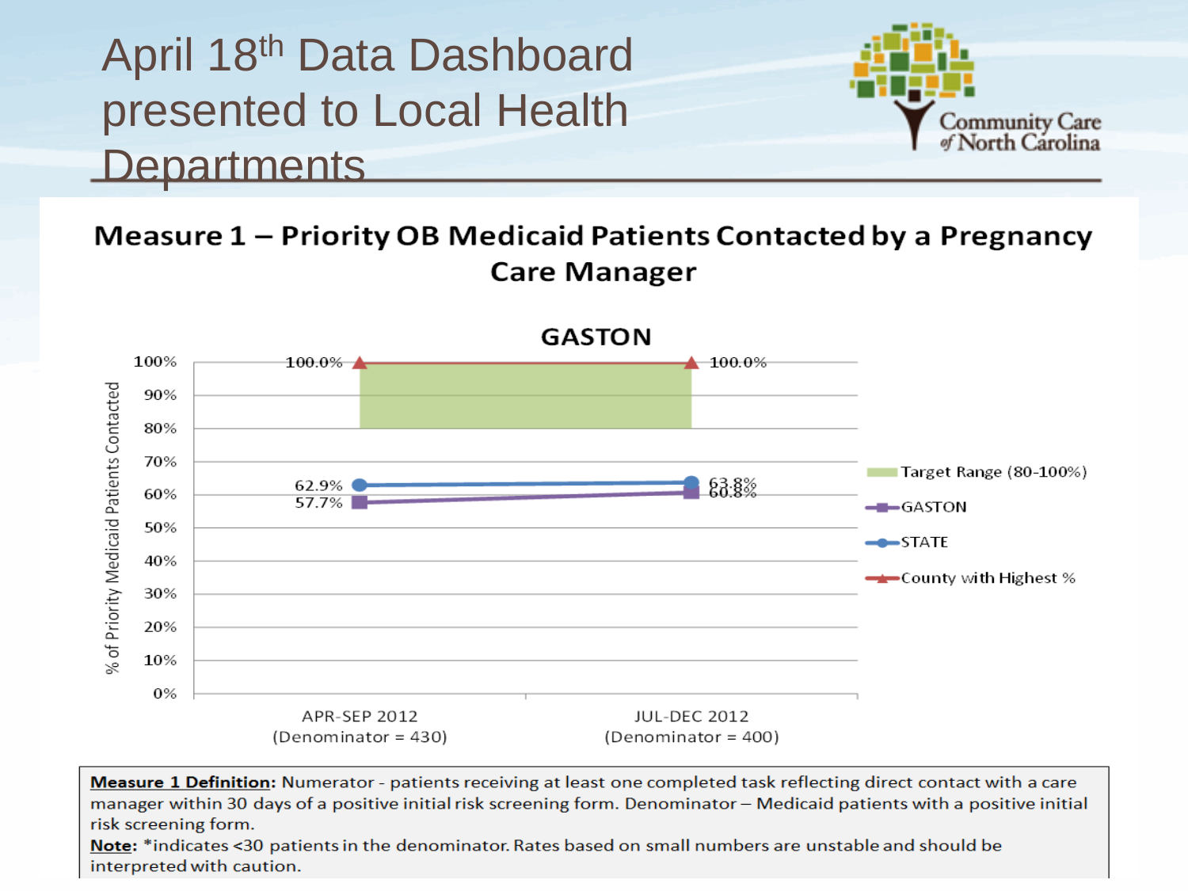# April 18th Data Dashboard presented to Local Health Departments

Community Care of North Carolina

## Measure 1 – Priority OB Medicaid Patients Contacted by a Pregnancy Care Manager

GASTON

% of Priority Medicaid Patients Contacted

100%
90%
80%
70%
60%
50%
40%
30%
20%
10%
0%

100.0%
100.0%
62.9%
57.7%
63.8%
60.8%

APR-SEP 2012 (Denominator = 430)
JUL-DEC 2012 (Denominator = 400)

Target Range (80-100%)
GASTON
STATE
County with Highest %

**Measure 1 Definition**: Numerator - patients receiving at least one completed task reflecting direct contact with a care manager within 30 days of a positive initial risk screening form. Denominator – Medicaid patients with a positive initial risk screening form.
**Note**: *indicates <30 patients in the denominator. Rates based on small numbers are unstable and should be interpreted with caution.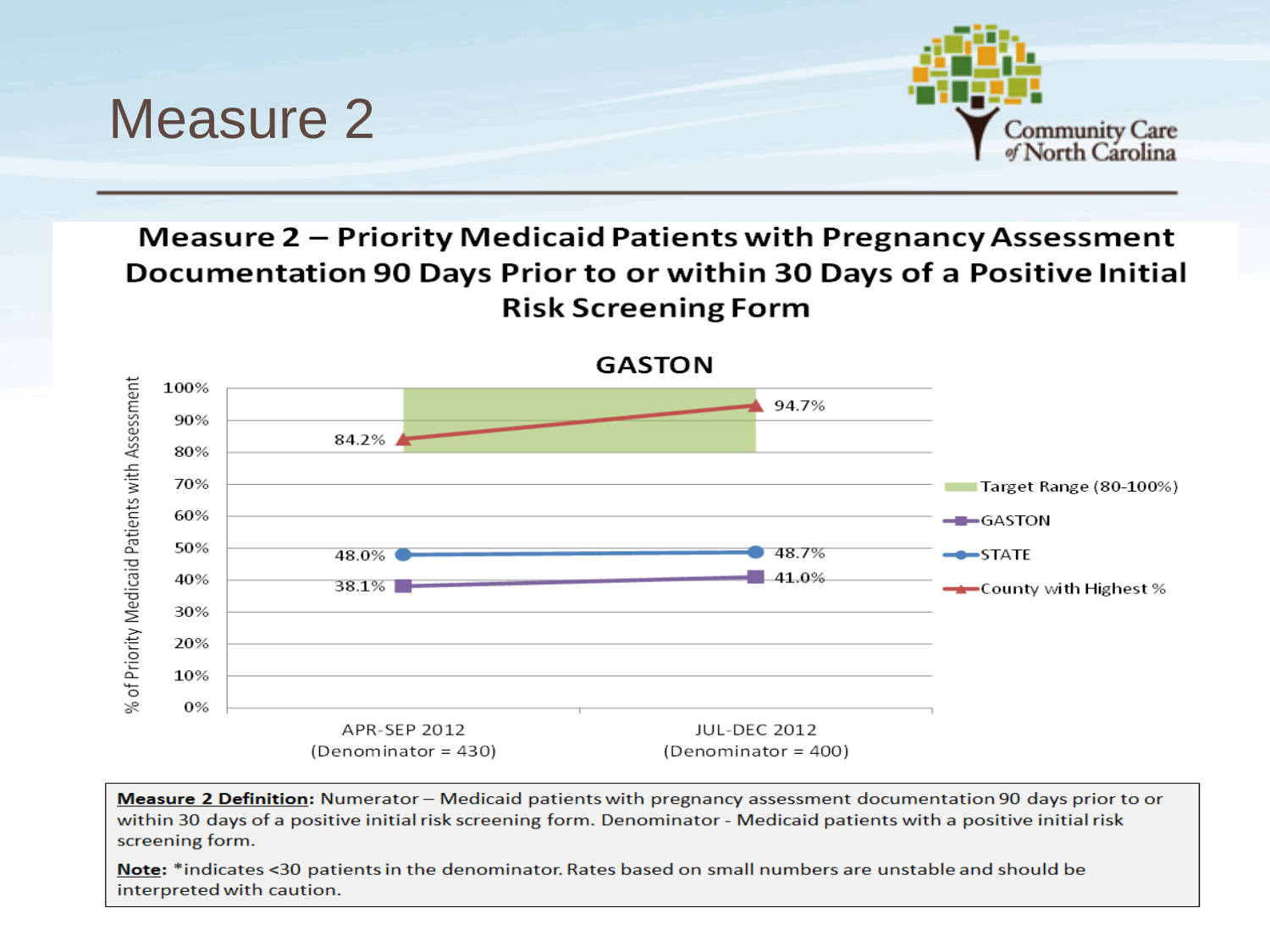# Measure 2

Community Care of North Carolina

## Measure 2 – Priority Medicaid Patients with Pregnancy Assessment Documentation 90 Days Prior to or within 30 Days of a Positive Initial Risk Screening Form

### GASTON

% of Priority Medicaid Patients with Assessment

| | APR-SEP 2012 (Denominator = 430) | JUL-DEC 2012 (Denominator = 400) |
|---|---|---|
| Target Range (80-100%) | | |
| GASTON | 38.1% | 41.0% |
| STATE | 48.0% | 48.7% |
| County with Highest % | 84.2% | 94.7% |

**Measure 2 Definition:** Numerator – Medicaid patients with pregnancy assessment documentation 90 days prior to or within 30 days of a positive initial risk screening form. Denominator - Medicaid patients with a positive initial risk screening form.

**Note:** *indicates <30 patients in the denominator. Rates based on small numbers are unstable and should be interpreted with caution.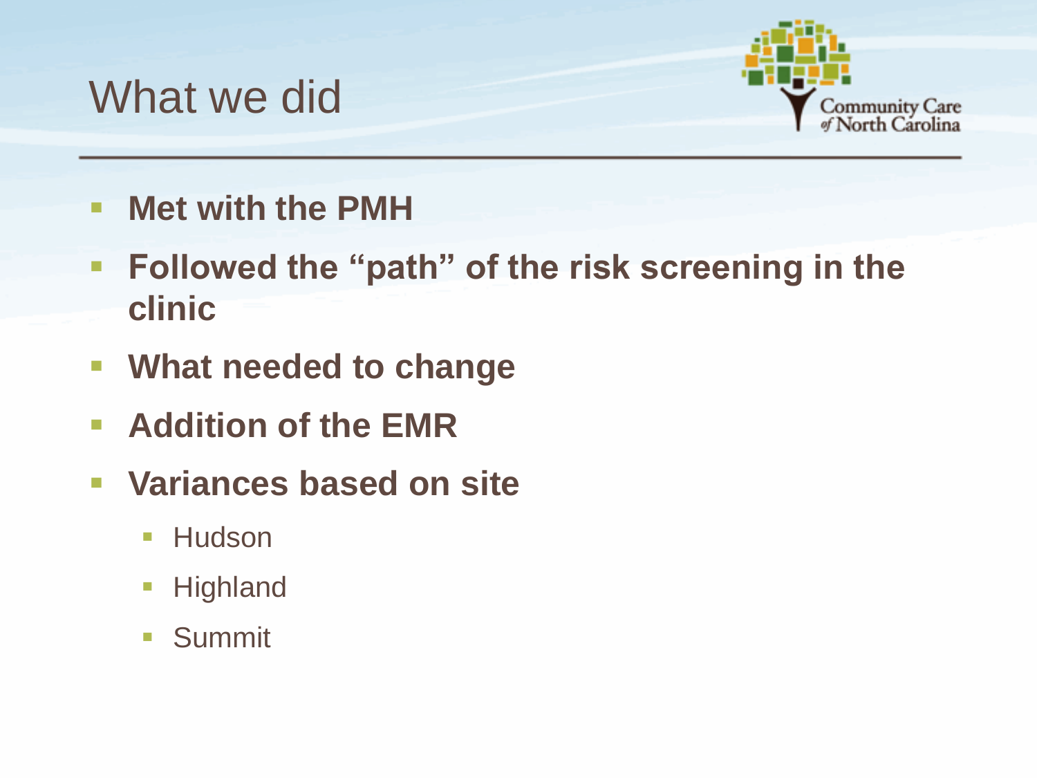# What we did

- **Met with the PMH**
- **Followed the "path" of the risk screening in the clinic**
- **What needed to change**
- **Addition of the EMR**
- **Variances based on site**
  - Hudson
  - Highland
  - Summit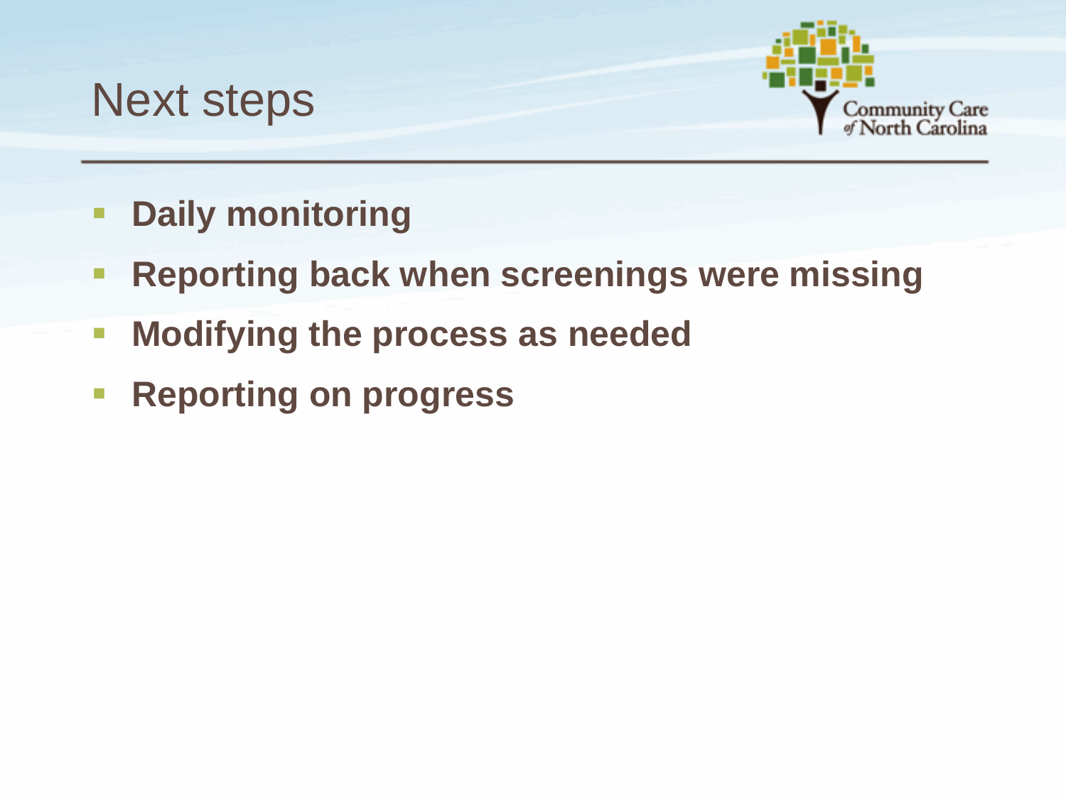# Next steps

- **Daily monitoring**
- **Reporting back when screenings were missing**
- **Modifying the process as needed**
- **Reporting on progress**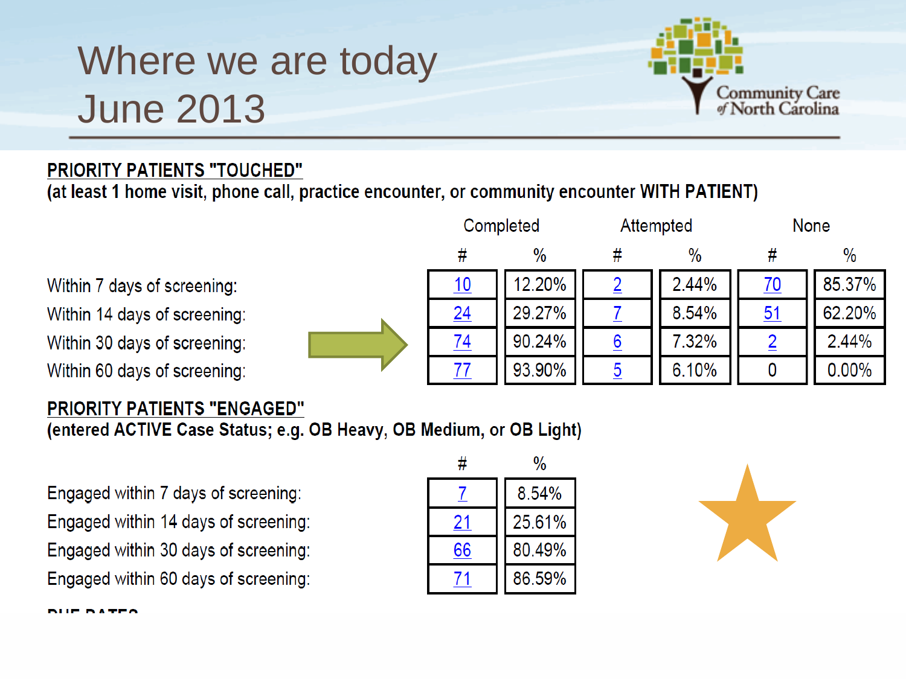# Where we are today
# June 2013

**PRIORITY PATIENTS "TOUCHED"**
**(at least 1 home visit, phone call, practice encounter, or community encounter WITH PATIENT)**

| | Completed | | Attempted | | None | |
|---|---|---|---|---|---|---|
| | # | % | # | % | # | % |
| Within 7 days of screening: | 10 | 12.20% | 2 | 2.44% | 70 | 85.37% |
| Within 14 days of screening: | 24 | 29.27% | 7 | 8.54% | 51 | 62.20% |
| Within 30 days of screening: | 74 | 90.24% | 6 | 7.32% | 2 | 2.44% |
| Within 60 days of screening: | 77 | 93.90% | 5 | 6.10% | 0 | 0.00% |

**PRIORITY PATIENTS "ENGAGED"**
**(entered ACTIVE Case Status; e.g. OB Heavy, OB Medium, or OB Light)**

| | # | % |
|---|---|---|
| Engaged within 7 days of screening: | 7 | 8.54% |
| Engaged within 14 days of screening: | 21 | 25.61% |
| Engaged within 30 days of screening: | 66 | 80.49% |
| Engaged within 60 days of screening: | 71 | 86.59% |

**DUE DATES**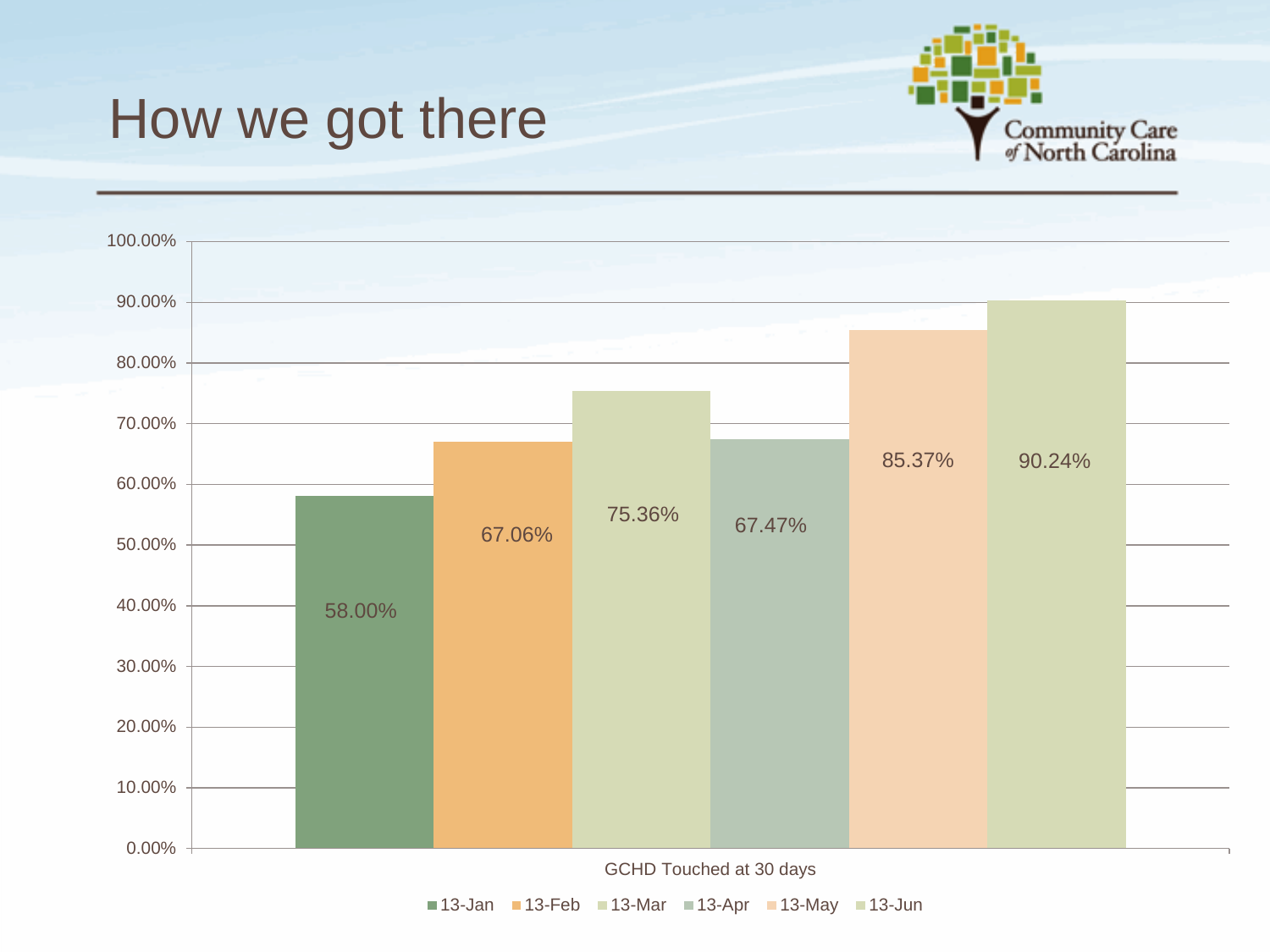# How we got there

Community Care of North Carolina

100.00%
90.00%
80.00%
70.00%
60.00%
50.00%
40.00%
30.00%
20.00%
10.00%
0.00%

58.00%
67.06%
75.36%
67.47%
85.37%
90.24%

GCHD Touched at 30 days

13-Jan 13-Feb 13-Mar 13-Apr 13-May 13-Jun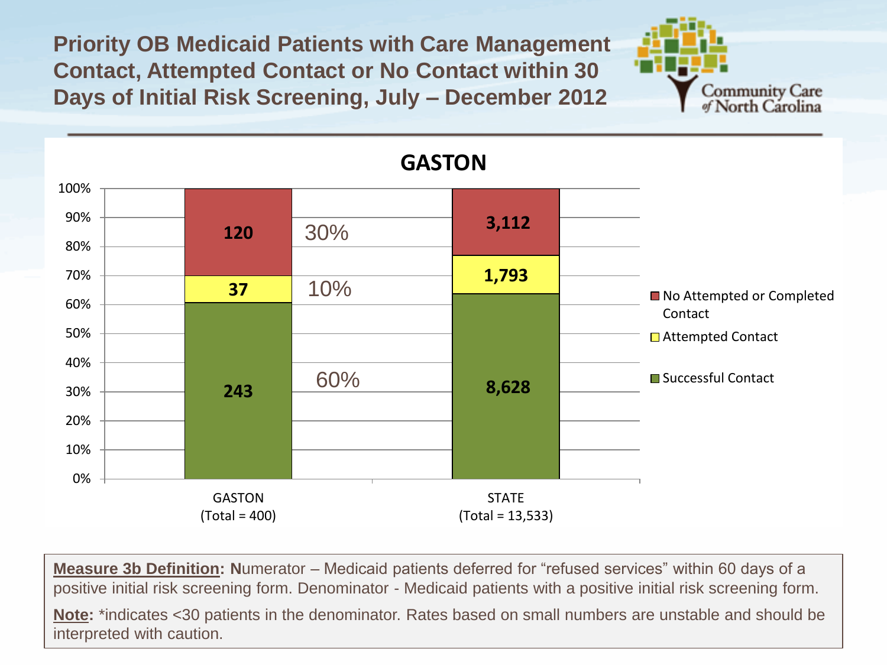# Priority OB Medicaid Patients with Care Management Contact, Attempted Contact or No Contact within 30 Days of Initial Risk Screening, July – December 2012

Community Care of North Carolina

GASTON

100%
90%
80%
70%
60%
50%
40%
30%
20%
10%
0%

120
30%
37
10%
243
60%

3,112
1,793
8,628

GASTON
(Total = 400)

STATE
(Total = 13,533)

No Attempted or Completed Contact
Attempted Contact
Successful Contact

**Measure 3b Definition: N**umerator – Medicaid patients deferred for "refused services" within 60 days of a positive initial risk screening form. Denominator - Medicaid patients with a positive initial risk screening form.

**Note:** *indicates <30 patients in the denominator. Rates based on small numbers are unstable and should be interpreted with caution.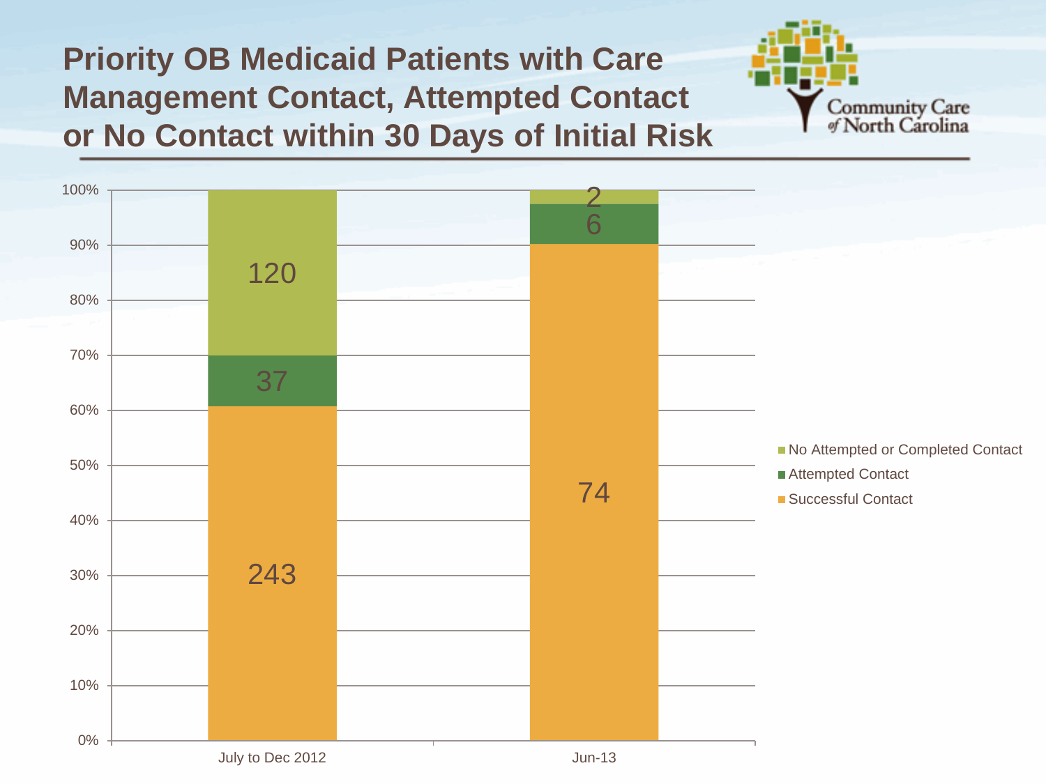# Priority OB Medicaid Patients with Care Management Contact, Attempted Contact or No Contact within 30 Days of Initial Risk

Community Care of North Carolina

100%
90%
80%
70%
60%
50%
40%
30%
20%
10%
0%

July to Dec 2012
243
37
120

Jun-13
74
6
2

No Attempted or Completed Contact
Attempted Contact
Successful Contact